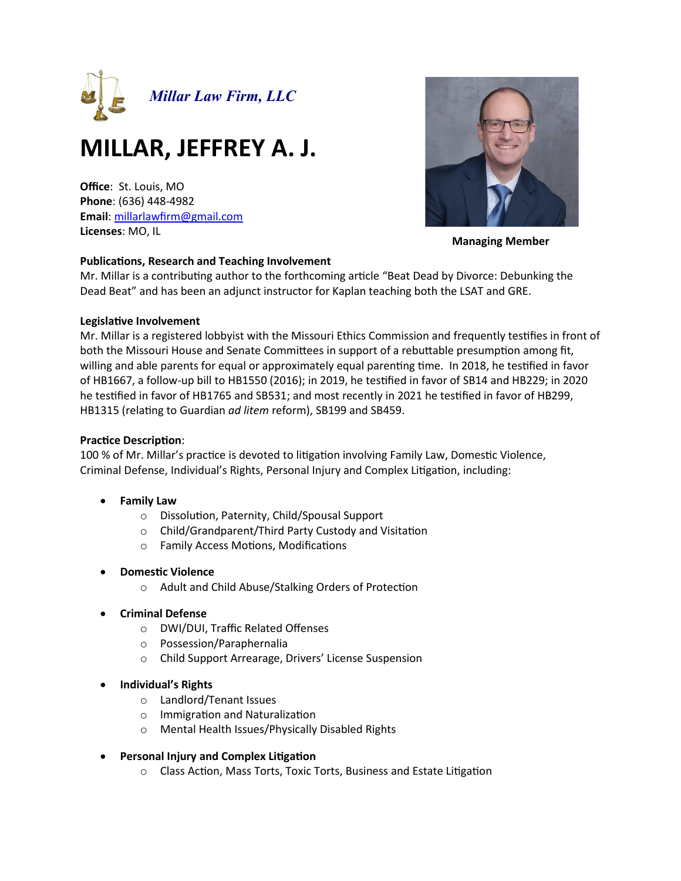*Millar Law Firm, LLC*

# MILLAR, JEFFREY A. J.

**Office**: St. Louis, MO
**Phone**: (636) 448-4982
**Email**: millarlawfirm@gmail.com
**Licenses**: MO, IL

**Managing Member**

**Publications, Research and Teaching Involvement**

Mr. Millar is a contributing author to the forthcoming article "Beat Dead by Divorce: Debunking the Dead Beat" and has been an adjunct instructor for Kaplan teaching both the LSAT and GRE.

**Legislative Involvement**

Mr. Millar is a registered lobbyist with the Missouri Ethics Commission and frequently testifies in front of both the Missouri House and Senate Committees in support of a rebuttable presumption among fit, willing and able parents for equal or approximately equal parenting time. In 2018, he testified in favor of HB1667, a follow-up bill to HB1550 (2016); in 2019, he testified in favor of SB14 and HB229; in 2020 he testified in favor of HB1765 and SB531; and most recently in 2021 he testified in favor of HB299, HB1315 (relating to Guardian *ad litem* reform), SB199 and SB459.

**Practice Description**:

100 % of Mr. Millar's practice is devoted to litigation involving Family Law, Domestic Violence, Criminal Defense, Individual's Rights, Personal Injury and Complex Litigation, including:

- **Family Law**
  - Dissolution, Paternity, Child/Spousal Support
  - Child/Grandparent/Third Party Custody and Visitation
  - Family Access Motions, Modifications
- **Domestic Violence**
  - Adult and Child Abuse/Stalking Orders of Protection
- **Criminal Defense**
  - DWI/DUI, Traffic Related Offenses
  - Possession/Paraphernalia
  - Child Support Arrearage, Drivers' License Suspension
- **Individual's Rights**
  - Landlord/Tenant Issues
  - Immigration and Naturalization
  - Mental Health Issues/Physically Disabled Rights
- **Personal Injury and Complex Litigation**
  - Class Action, Mass Torts, Toxic Torts, Business and Estate Litigation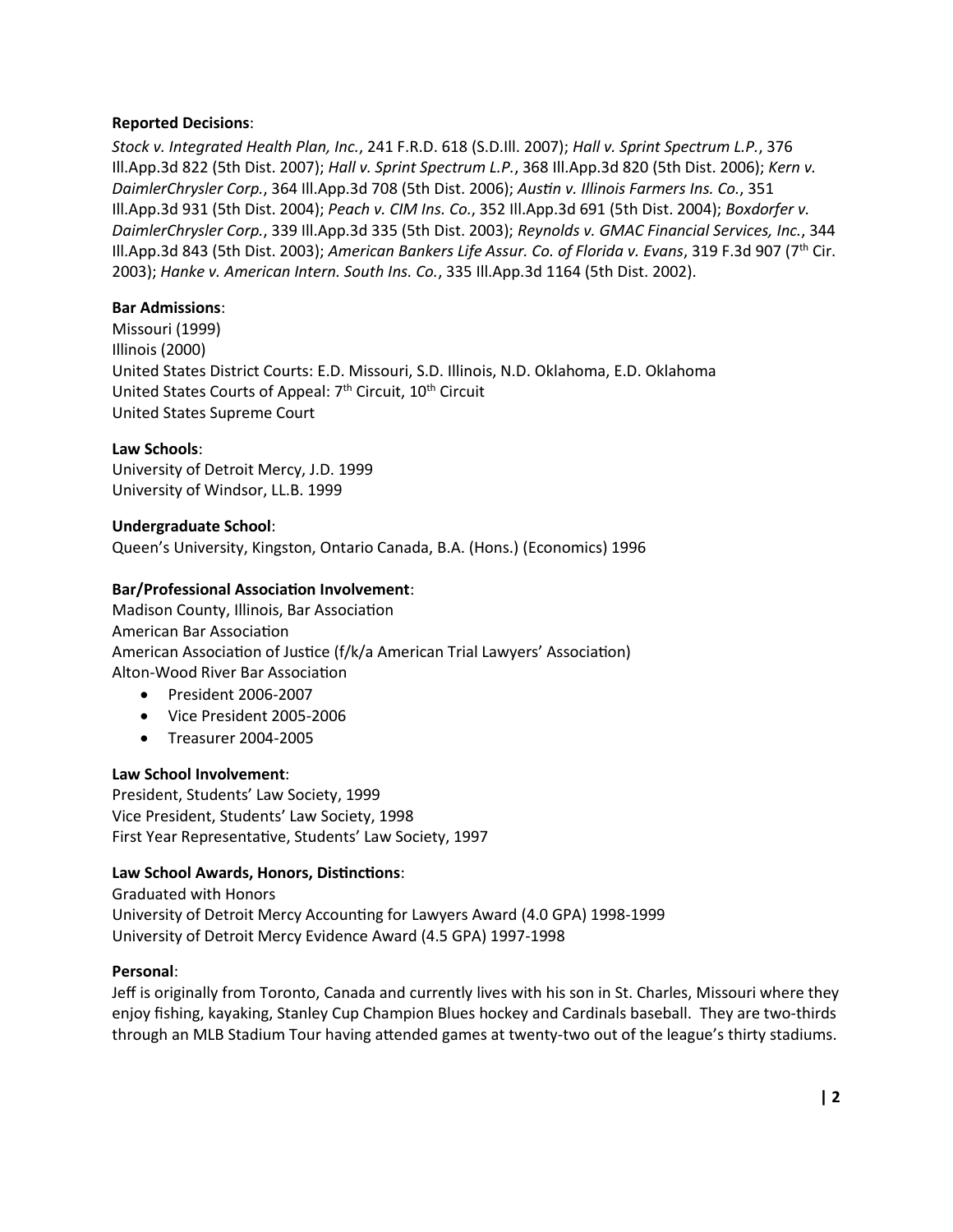**Reported Decisions**:

*Stock v. Integrated Health Plan, Inc.*, 241 F.R.D. 618 (S.D.Ill. 2007); *Hall v. Sprint Spectrum L.P.*, 376 Ill.App.3d 822 (5th Dist. 2007); *Hall v. Sprint Spectrum L.P.*, 368 Ill.App.3d 820 (5th Dist. 2006); *Kern v. DaimlerChrysler Corp.*, 364 Ill.App.3d 708 (5th Dist. 2006); *Austin v. Illinois Farmers Ins. Co.*, 351 Ill.App.3d 931 (5th Dist. 2004); *Peach v. CIM Ins. Co.*, 352 Ill.App.3d 691 (5th Dist. 2004); *Boxdorfer v. DaimlerChrysler Corp.*, 339 Ill.App.3d 335 (5th Dist. 2003); *Reynolds v. GMAC Financial Services, Inc.*, 344 Ill.App.3d 843 (5th Dist. 2003); *American Bankers Life Assur. Co. of Florida v. Evans*, 319 F.3d 907 (7th Cir. 2003); *Hanke v. American Intern. South Ins. Co.*, 335 Ill.App.3d 1164 (5th Dist. 2002).

**Bar Admissions**:

Missouri (1999)
Illinois (2000)
United States District Courts: E.D. Missouri, S.D. Illinois, N.D. Oklahoma, E.D. Oklahoma
United States Courts of Appeal: 7th Circuit, 10th Circuit
United States Supreme Court

**Law Schools**:

University of Detroit Mercy, J.D. 1999
University of Windsor, LL.B. 1999

**Undergraduate School**:

Queen's University, Kingston, Ontario Canada, B.A. (Hons.) (Economics) 1996

**Bar/Professional Association Involvement**:

Madison County, Illinois, Bar Association
American Bar Association
American Association of Justice (f/k/a American Trial Lawyers' Association)
Alton-Wood River Bar Association

- President 2006-2007
- Vice President 2005-2006
- Treasurer 2004-2005

**Law School Involvement**:

President, Students' Law Society, 1999
Vice President, Students' Law Society, 1998
First Year Representative, Students' Law Society, 1997

**Law School Awards, Honors, Distinctions**:

Graduated with Honors
University of Detroit Mercy Accounting for Lawyers Award (4.0 GPA) 1998-1999
University of Detroit Mercy Evidence Award (4.5 GPA) 1997-1998

**Personal**:

Jeff is originally from Toronto, Canada and currently lives with his son in St. Charles, Missouri where they enjoy fishing, kayaking, Stanley Cup Champion Blues hockey and Cardinals baseball. They are two-thirds through an MLB Stadium Tour having attended games at twenty-two out of the league's thirty stadiums.